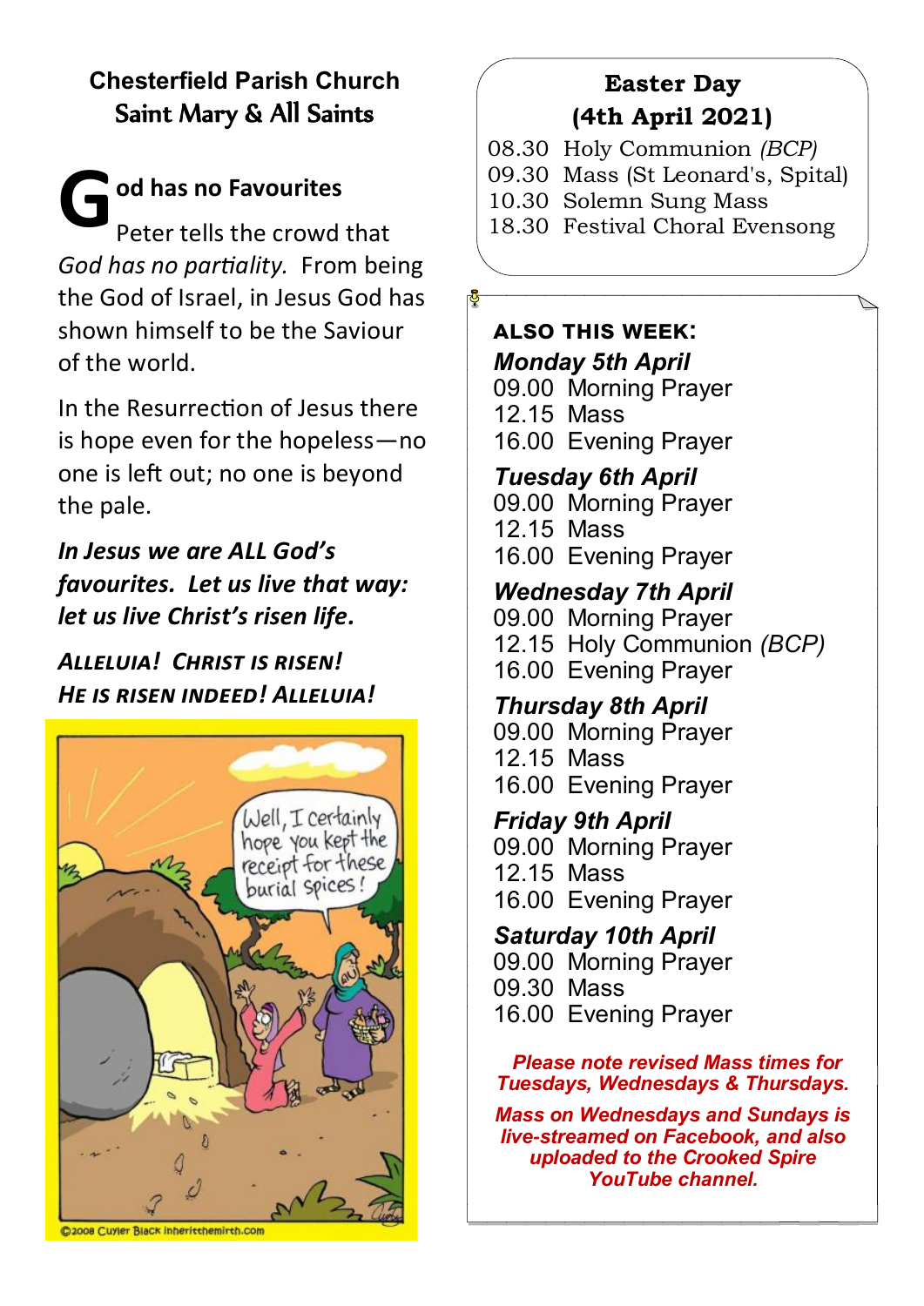## Chesterfield Parish Church
## Saint Mary & All Saints

### God has no Favourites

Peter tells the crowd that *God has no partiality.* From being the God of Israel, in Jesus God has shown himself to be the Saviour of the world.

In the Resurrection of Jesus there is hope even for the hopeless—no one is left out; no one is beyond the pale.

***In Jesus we are ALL God's favourites. Let us live that way: let us live Christ's risen life.***

***ALLELUIA! CHRIST IS RISEN! HE IS RISEN INDEED! ALLELUIA!***

©2008 Cuyler Black inheritthemirth.com

### Easter Day
### (4th April 2021)

08.30 Holy Communion *(BCP)*
09.30 Mass (St Leonard's, Spital)
10.30 Solemn Sung Mass
18.30 Festival Choral Evensong

**ALSO THIS WEEK:**

***Monday 5th April***
09.00 Morning Prayer
12.15 Mass
16.00 Evening Prayer

***Tuesday 6th April***
09.00 Morning Prayer
12.15 Mass
16.00 Evening Prayer

***Wednesday 7th April***
09.00 Morning Prayer
12.15 Holy Communion *(BCP)*
16.00 Evening Prayer

***Thursday 8th April***
09.00 Morning Prayer
12.15 Mass
16.00 Evening Prayer

***Friday 9th April***
09.00 Morning Prayer
12.15 Mass
16.00 Evening Prayer

***Saturday 10th April***
09.00 Morning Prayer
09.30 Mass
16.00 Evening Prayer

***Please note revised Mass times for Tuesdays, Wednesdays & Thursdays.***

***Mass on Wednesdays and Sundays is live-streamed on Facebook, and also uploaded to the Crooked Spire YouTube channel.***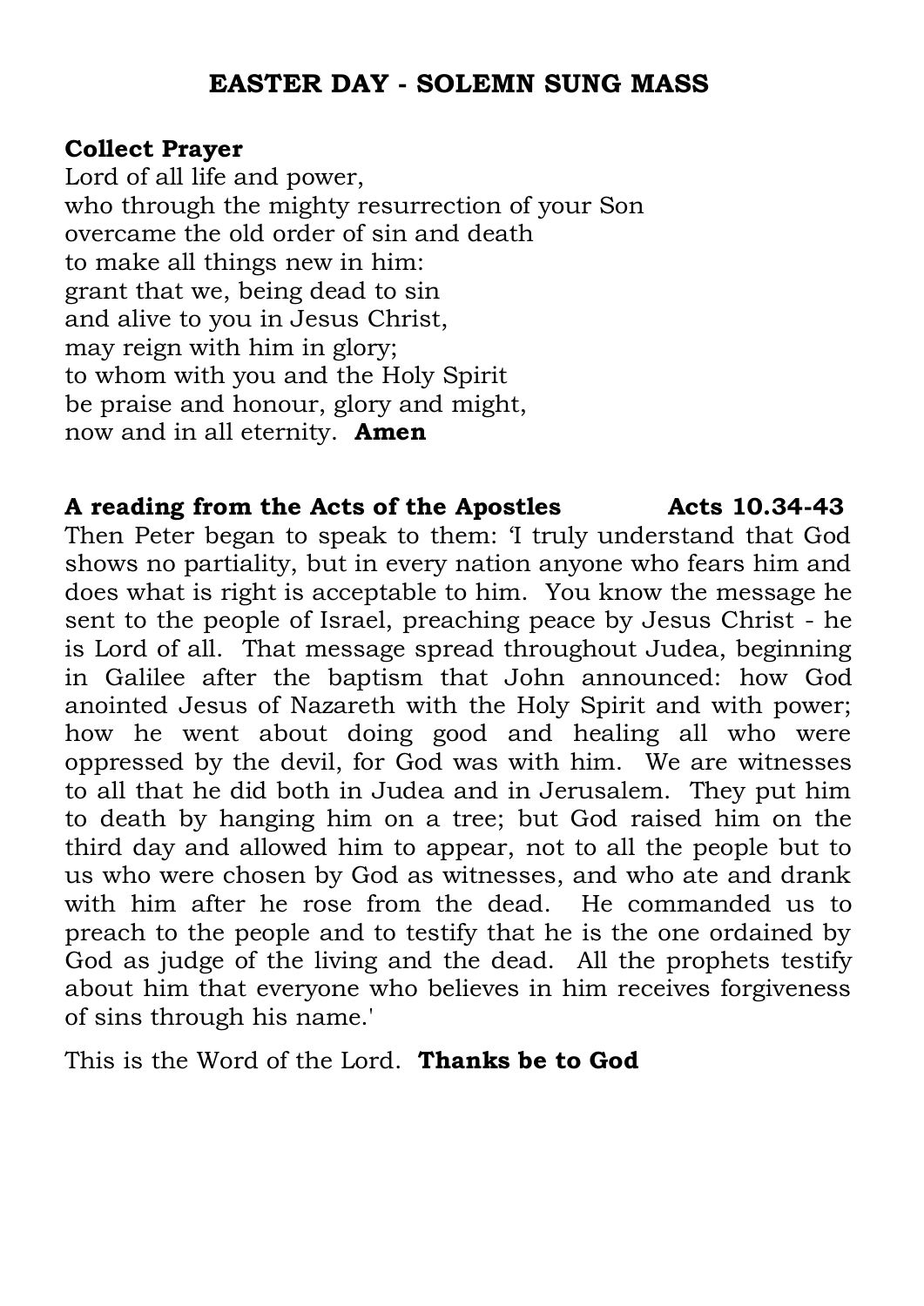## EASTER DAY - SOLEMN SUNG MASS

**Collect Prayer**

Lord of all life and power,
who through the mighty resurrection of your Son
overcame the old order of sin and death
to make all things new in him:
grant that we, being dead to sin
and alive to you in Jesus Christ,
may reign with him in glory;
to whom with you and the Holy Spirit
be praise and honour, glory and might,
now and in all eternity. **Amen**

**A reading from the Acts of the Apostles — Acts 10.34-43**

Then Peter began to speak to them: 'I truly understand that God shows no partiality, but in every nation anyone who fears him and does what is right is acceptable to him. You know the message he sent to the people of Israel, preaching peace by Jesus Christ - he is Lord of all. That message spread throughout Judea, beginning in Galilee after the baptism that John announced: how God anointed Jesus of Nazareth with the Holy Spirit and with power; how he went about doing good and healing all who were oppressed by the devil, for God was with him. We are witnesses to all that he did both in Judea and in Jerusalem. They put him to death by hanging him on a tree; but God raised him on the third day and allowed him to appear, not to all the people but to us who were chosen by God as witnesses, and who ate and drank with him after he rose from the dead. He commanded us to preach to the people and to testify that he is the one ordained by God as judge of the living and the dead. All the prophets testify about him that everyone who believes in him receives forgiveness of sins through his name.'

This is the Word of the Lord. **Thanks be to God**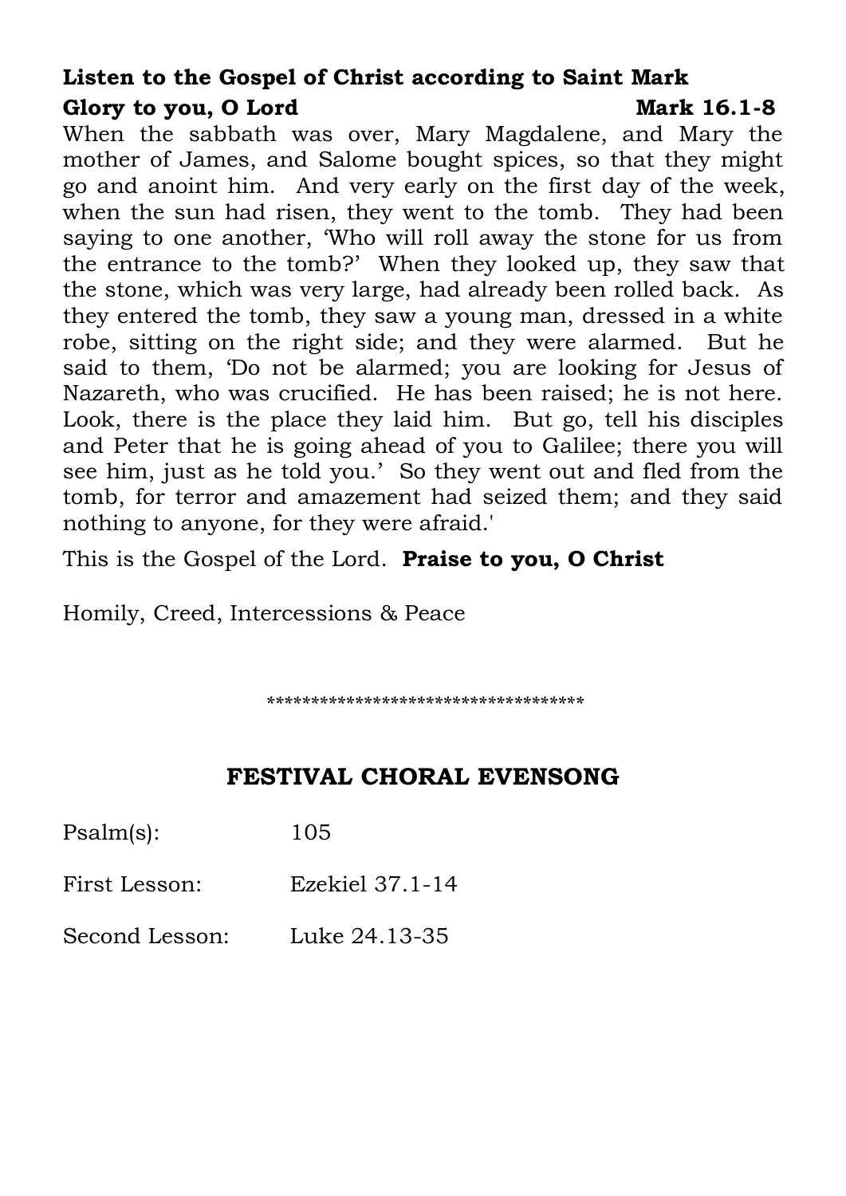**Listen to the Gospel of Christ according to Saint Mark**
**Glory to you, O Lord** **Mark 16.1-8**
When the sabbath was over, Mary Magdalene, and Mary the mother of James, and Salome bought spices, so that they might go and anoint him. And very early on the first day of the week, when the sun had risen, they went to the tomb. They had been saying to one another, 'Who will roll away the stone for us from the entrance to the tomb?' When they looked up, they saw that the stone, which was very large, had already been rolled back. As they entered the tomb, they saw a young man, dressed in a white robe, sitting on the right side; and they were alarmed. But he said to them, 'Do not be alarmed; you are looking for Jesus of Nazareth, who was crucified. He has been raised; he is not here. Look, there is the place they laid him. But go, tell his disciples and Peter that he is going ahead of you to Galilee; there you will see him, just as he told you.' So they went out and fled from the tomb, for terror and amazement had seized them; and they said nothing to anyone, for they were afraid.'

This is the Gospel of the Lord. **Praise to you, O Christ**

Homily, Creed, Intercessions & Peace

\*\*\*\*\*\*\*\*\*\*\*\*\*\*\*\*\*\*\*\*\*\*\*\*\*\*\*\*\*\*\*\*\*\*\*\*

## FESTIVAL CHORAL EVENSONG

Psalm(s): 105

First Lesson: Ezekiel 37.1-14

Second Lesson: Luke 24.13-35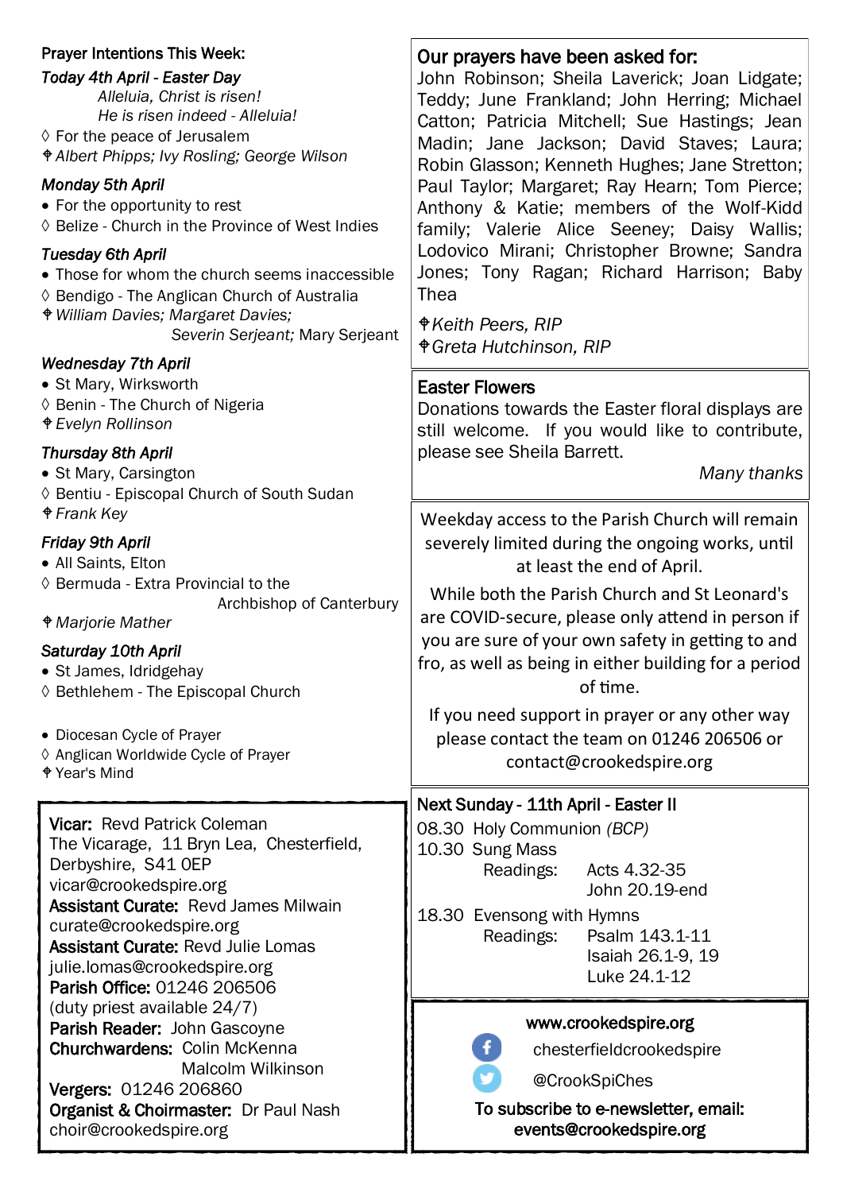Prayer Intentions This Week:

*Today 4th April - Easter Day*

*Alleluia, Christ is risen!*
*He is risen indeed - Alleluia!*

◊ For the peace of Jerusalem
✟ *Albert Phipps; Ivy Rosling; George Wilson*

*Monday 5th April*

- For the opportunity to rest

◊ Belize - Church in the Province of West Indies

*Tuesday 6th April*

- Those for whom the church seems inaccessible

◊ Bendigo - The Anglican Church of Australia
✟ *William Davies; Margaret Davies; Severin Serjeant;* Mary Serjeant

*Wednesday 7th April*

- St Mary, Wirksworth

◊ Benin - The Church of Nigeria
✟ *Evelyn Rollinson*

*Thursday 8th April*

- St Mary, Carsington

◊ Bentiu - Episcopal Church of South Sudan
✟ *Frank Key*

*Friday 9th April*

- All Saints, Elton

◊ Bermuda - Extra Provincial to the Archbishop of Canterbury
✟ *Marjorie Mather*

*Saturday 10th April*

- St James, Idridgehay

◊ Bethlehem - The Episcopal Church

- Diocesan Cycle of Prayer

◊ Anglican Worldwide Cycle of Prayer
✟ Year's Mind

**Vicar:** Revd Patrick Coleman
The Vicarage, 11 Bryn Lea, Chesterfield, Derbyshire, S41 0EP
vicar@crookedspire.org
**Assistant Curate:** Revd James Milwain
curate@crookedspire.org
**Assistant Curate:** Revd Julie Lomas
julie.lomas@crookedspire.org
**Parish Office:** 01246 206506
(duty priest available 24/7)
**Parish Reader:** John Gascoyne
**Churchwardens:** Colin McKenna
Malcolm Wilkinson
**Vergers:** 01246 206860
**Organist & Choirmaster:** Dr Paul Nash
choir@crookedspire.org

## Our prayers have been asked for:

John Robinson; Sheila Laverick; Joan Lidgate; Teddy; June Frankland; John Herring; Michael Catton; Patricia Mitchell; Sue Hastings; Jean Madin; Jane Jackson; David Staves; Laura; Robin Glasson; Kenneth Hughes; Jane Stretton; Paul Taylor; Margaret; Ray Hearn; Tom Pierce; Anthony & Katie; members of the Wolf-Kidd family; Valerie Alice Seeney; Daisy Wallis; Lodovico Mirani; Christopher Browne; Sandra Jones; Tony Ragan; Richard Harrison; Baby Thea

✟ *Keith Peers, RIP*
✟ *Greta Hutchinson, RIP*

## Easter Flowers

Donations towards the Easter floral displays are still welcome. If you would like to contribute, please see Sheila Barrett.

*Many thanks*

Weekday access to the Parish Church will remain severely limited during the ongoing works, until at least the end of April.

While both the Parish Church and St Leonard's are COVID-secure, please only attend in person if you are sure of your own safety in getting to and fro, as well as being in either building for a period of time.

If you need support in prayer or any other way please contact the team on 01246 206506 or contact@crookedspire.org

## Next Sunday - 11th April - Easter II

08.30 Holy Communion *(BCP)*
10.30 Sung Mass
Readings: Acts 4.32-35
John 20.19-end

18.30 Evensong with Hymns
Readings: Psalm 143.1-11
Isaiah 26.1-9, 19
Luke 24.1-12

**www.crookedspire.org**

chesterfieldcrookedspire

@CrookSpiChes

**To subscribe to e-newsletter, email: events@crookedspire.org**